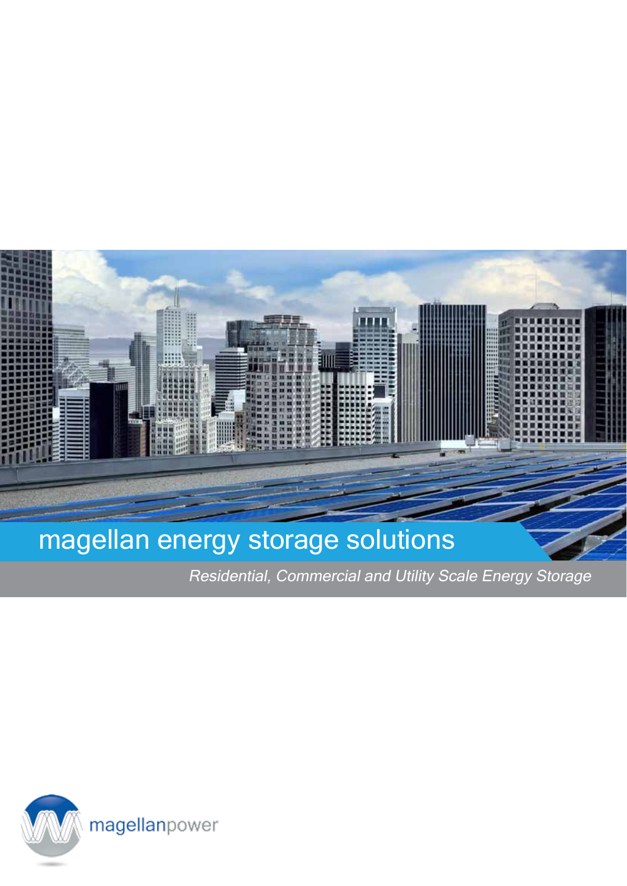# magellan energy storage solutions

*Residential, Commercial and Utility Scale Energy Storage*

magellanpower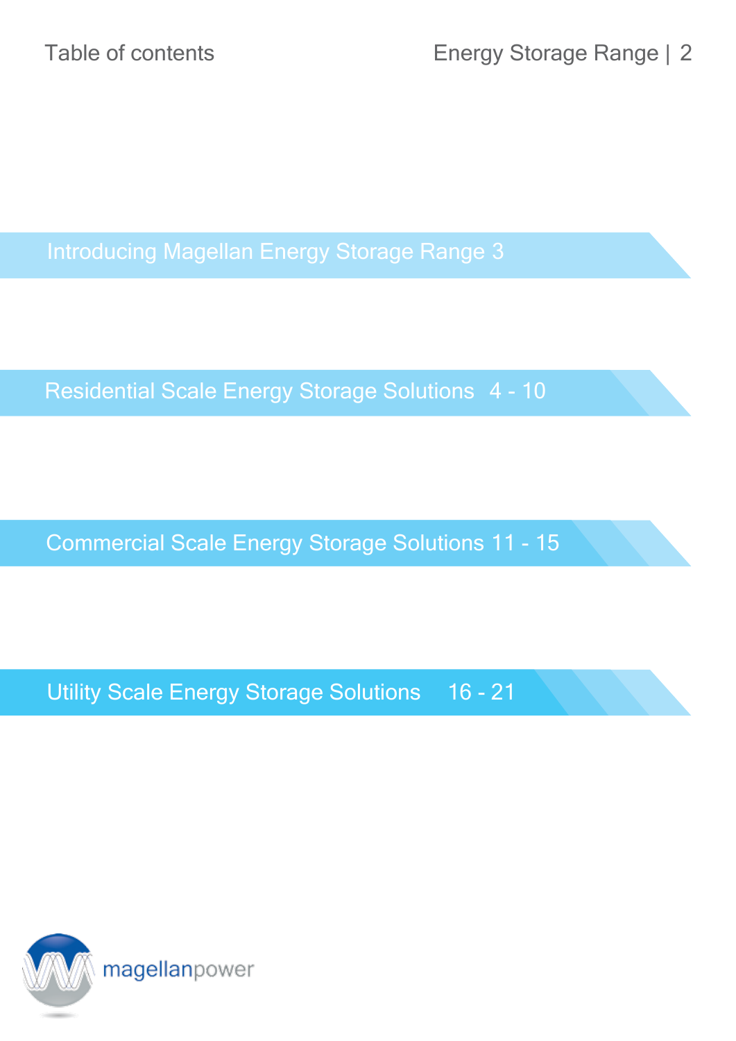# Table of contents

Introducing Magellan Energy Storage Range 3

Residential Scale Energy Storage Solutions 4 - 10

Commercial Scale Energy Storage Solutions 11 - 15

Utility Scale Energy Storage Solutions 16 - 21

magellanpower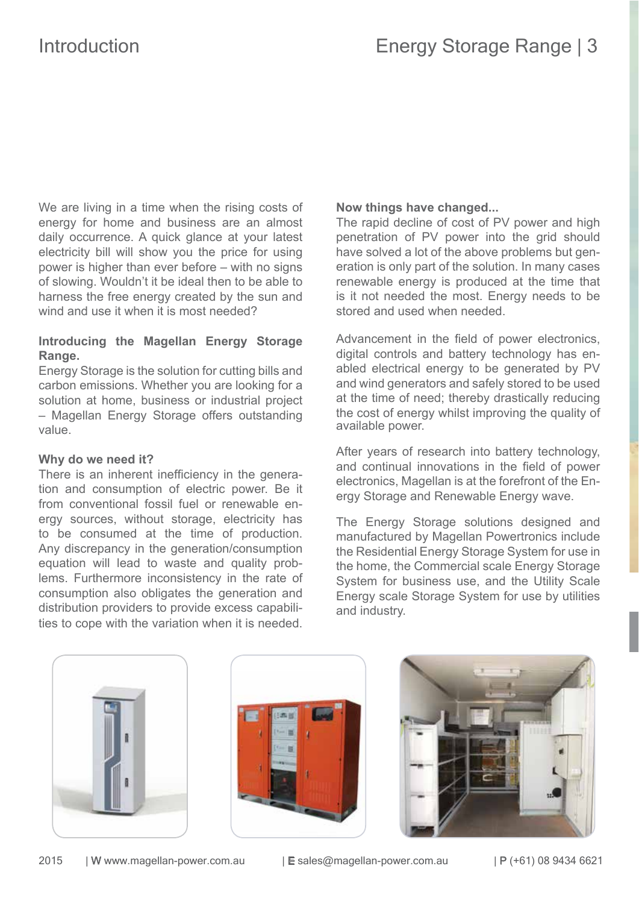# Introduction

We are living in a time when the rising costs of energy for home and business are an almost daily occurrence. A quick glance at your latest electricity bill will show you the price for using power is higher than ever before – with no signs of slowing. Wouldn't it be ideal then to be able to harness the free energy created by the sun and wind and use it when it is most needed?

**Introducing the Magellan Energy Storage Range.**

Energy Storage is the solution for cutting bills and carbon emissions. Whether you are looking for a solution at home, business or industrial project – Magellan Energy Storage offers outstanding value.

**Why do we need it?**

There is an inherent inefficiency in the generation and consumption of electric power. Be it from conventional fossil fuel or renewable energy sources, without storage, electricity has to be consumed at the time of production. Any discrepancy in the generation/consumption equation will lead to waste and quality problems. Furthermore inconsistency in the rate of consumption also obligates the generation and distribution providers to provide excess capabilities to cope with the variation when it is needed.

**Now things have changed...**

The rapid decline of cost of PV power and high penetration of PV power into the grid should have solved a lot of the above problems but generation is only part of the solution. In many cases renewable energy is produced at the time that is it not needed the most. Energy needs to be stored and used when needed.

Advancement in the field of power electronics, digital controls and battery technology has enabled electrical energy to be generated by PV and wind generators and safely stored to be used at the time of need; thereby drastically reducing the cost of energy whilst improving the quality of available power.

After years of research into battery technology, and continual innovations in the field of power electronics, Magellan is at the forefront of the Energy Storage and Renewable Energy wave.

The Energy Storage solutions designed and manufactured by Magellan Powertronics include the Residential Energy Storage System for use in the home, the Commercial scale Energy Storage System for business use, and the Utility Scale Energy scale Storage System for use by utilities and industry.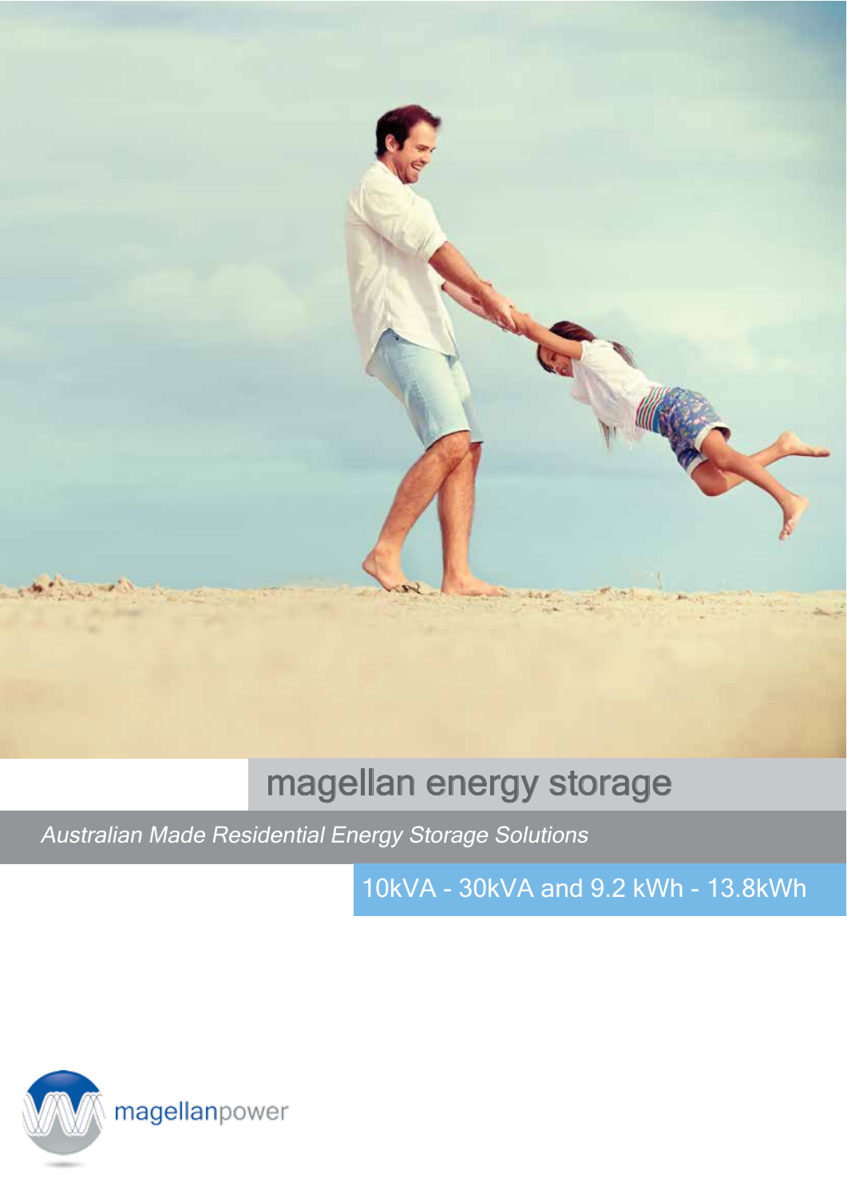# magellan energy storage

*Australian Made Residential Energy Storage Solutions*

10kVA - 30kVA and 9.2 kWh - 13.8kWh

magellanpower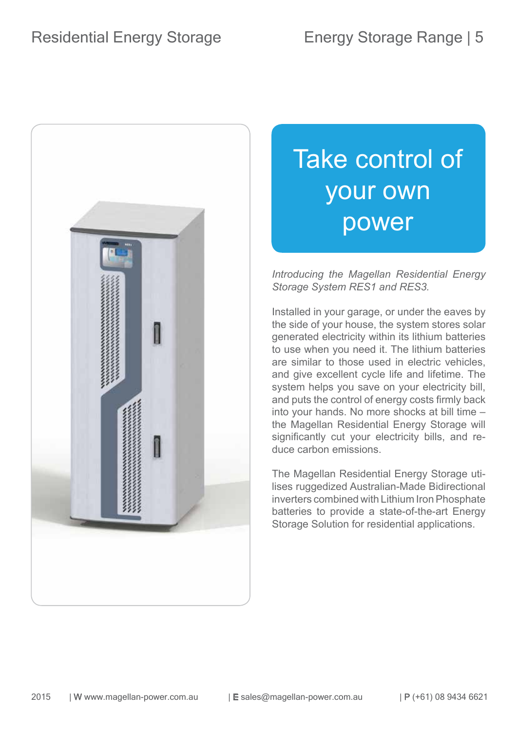# Take control of your own power

*Introducing the Magellan Residential Energy Storage System RES1 and RES3.*

Installed in your garage, or under the eaves by the side of your house, the system stores solar generated electricity within its lithium batteries to use when you need it. The lithium batteries are similar to those used in electric vehicles, and give excellent cycle life and lifetime. The system helps you save on your electricity bill, and puts the control of energy costs firmly back into your hands. No more shocks at bill time – the Magellan Residential Energy Storage will significantly cut your electricity bills, and reduce carbon emissions.

The Magellan Residential Energy Storage utilises ruggedized Australian-Made Bidirectional inverters combined with Lithium Iron Phosphate batteries to provide a state-of-the-art Energy Storage Solution for residential applications.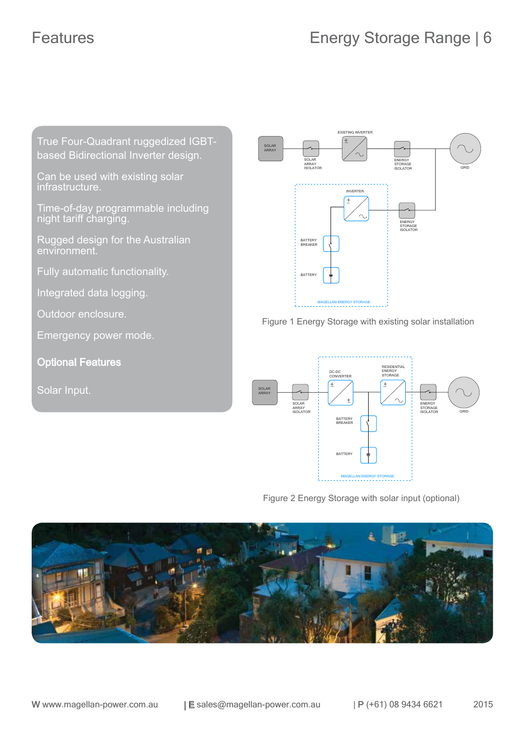# Features

True Four-Quadrant ruggedized IGBT-based Bidirectional Inverter design.

Can be used with existing solar infrastructure.

Time-of-day programmable including night tariff charging.

Rugged design for the Australian environment.

Fully automatic functionality.

Integrated data logging.

Outdoor enclosure.

Emergency power mode.

## Optional Features

Solar Input.

Figure 1 Energy Storage with existing solar installation

Figure 2 Energy Storage with solar input (optional)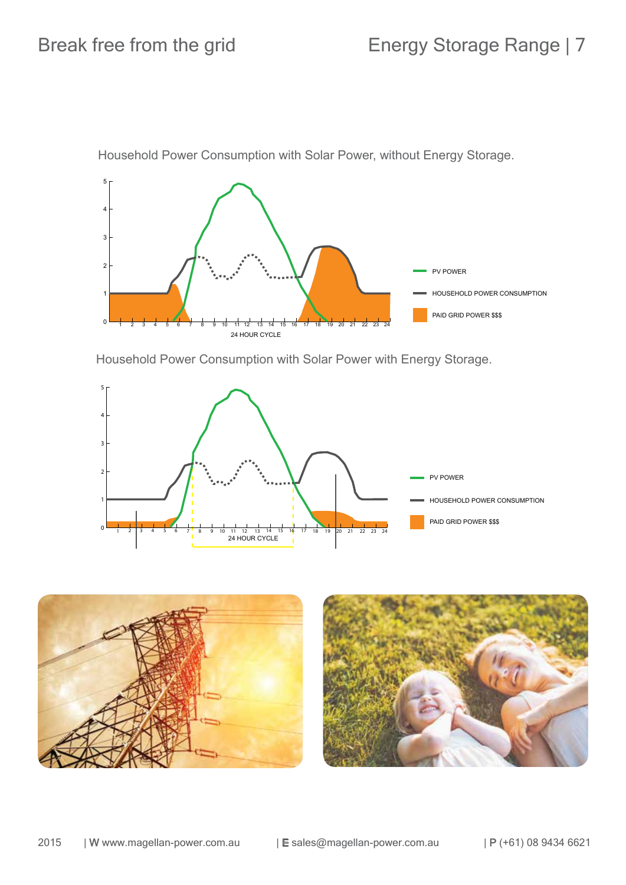Household Power Consumption with Solar Power, without Energy Storage.

PV POWER

HOUSEHOLD POWER CONSUMPTION

PAID GRID POWER $$$

24 HOUR CYCLE

Household Power Consumption with Solar Power with Energy Storage.

PV POWER

HOUSEHOLD POWER CONSUMPTION

PAID GRID POWER $$$

24 HOUR CYCLE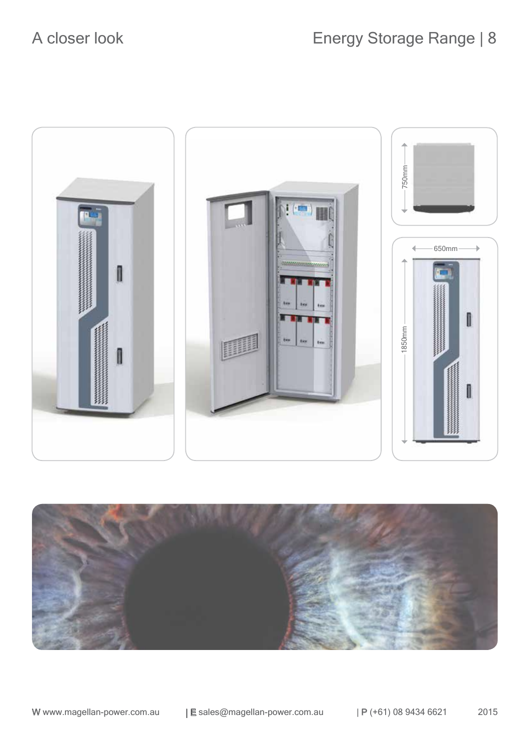# A closer look

750mm

650mm

1850mm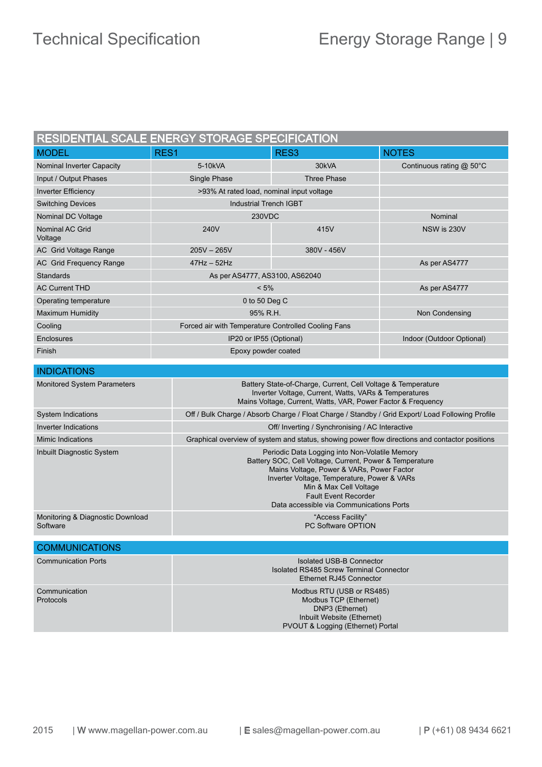## RESIDENTIAL SCALE ENERGY STORAGE SPECIFICATION

| MODEL | RES1 | RES3 | NOTES |
|---|---|---|---|
| Nominal Inverter Capacity | 5-10kVA | 30kVA | Continuous rating @ 50°C |
| Input / Output Phases | Single Phase | Three Phase | |
| Inverter Efficiency | >93% At rated load, nominal input voltage | | |
| Switching Devices | Industrial Trench IGBT | | |
| Nominal DC Voltage | 230VDC | | Nominal |
| Nominal AC Grid Voltage | 240V | 415V | NSW is 230V |
| AC Grid Voltage Range | 205V – 265V | 380V - 456V | |
| AC Grid Frequency Range | 47Hz – 52Hz | | As per AS4777 |
| Standards | As per AS4777, AS3100, AS62040 | | |
| AC Current THD | < 5% | | As per AS4777 |
| Operating temperature | 0 to 50 Deg C | | |
| Maximum Humidity | 95% R.H. | | Non Condensing |
| Cooling | Forced air with Temperature Controlled Cooling Fans | | |
| Enclosures | IP20 or IP55 (Optional) | | Indoor (Outdoor Optional) |
| Finish | Epoxy powder coated | | |

## INDICATIONS

| | |
|---|---|
| Monitored System Parameters | Battery State-of-Charge, Current, Cell Voltage & Temperature<br>Inverter Voltage, Current, Watts, VARs & Temperatures<br>Mains Voltage, Current, Watts, VAR, Power Factor & Frequency |
| System Indications | Off / Bulk Charge / Absorb Charge / Float Charge / Standby / Grid Export/ Load Following Profile |
| Inverter Indications | Off/ Inverting / Synchronising / AC Interactive |
| Mimic Indications | Graphical overview of system and status, showing power flow directions and contactor positions |
| Inbuilt Diagnostic System | Periodic Data Logging into Non-Volatile Memory<br>Battery SOC, Cell Voltage, Current, Power & Temperature<br>Mains Voltage, Power & VARs, Power Factor<br>Inverter Voltage, Temperature, Power & VARs<br>Min & Max Cell Voltage<br>Fault Event Recorder<br>Data accessible via Communications Ports |
| Monitoring & Diagnostic Download Software | "Access Facility"<br>PC Software OPTION |

## COMMUNICATIONS

| | |
|---|---|
| Communication Ports | Isolated USB-B Connector<br>Isolated RS485 Screw Terminal Connector<br>Ethernet RJ45 Connector |
| Communication Protocols | Modbus RTU (USB or RS485)<br>Modbus TCP (Ethernet)<br>DNP3 (Ethernet)<br>Inbuilt Website (Ethernet)<br>PVOUT & Logging (Ethernet) Portal |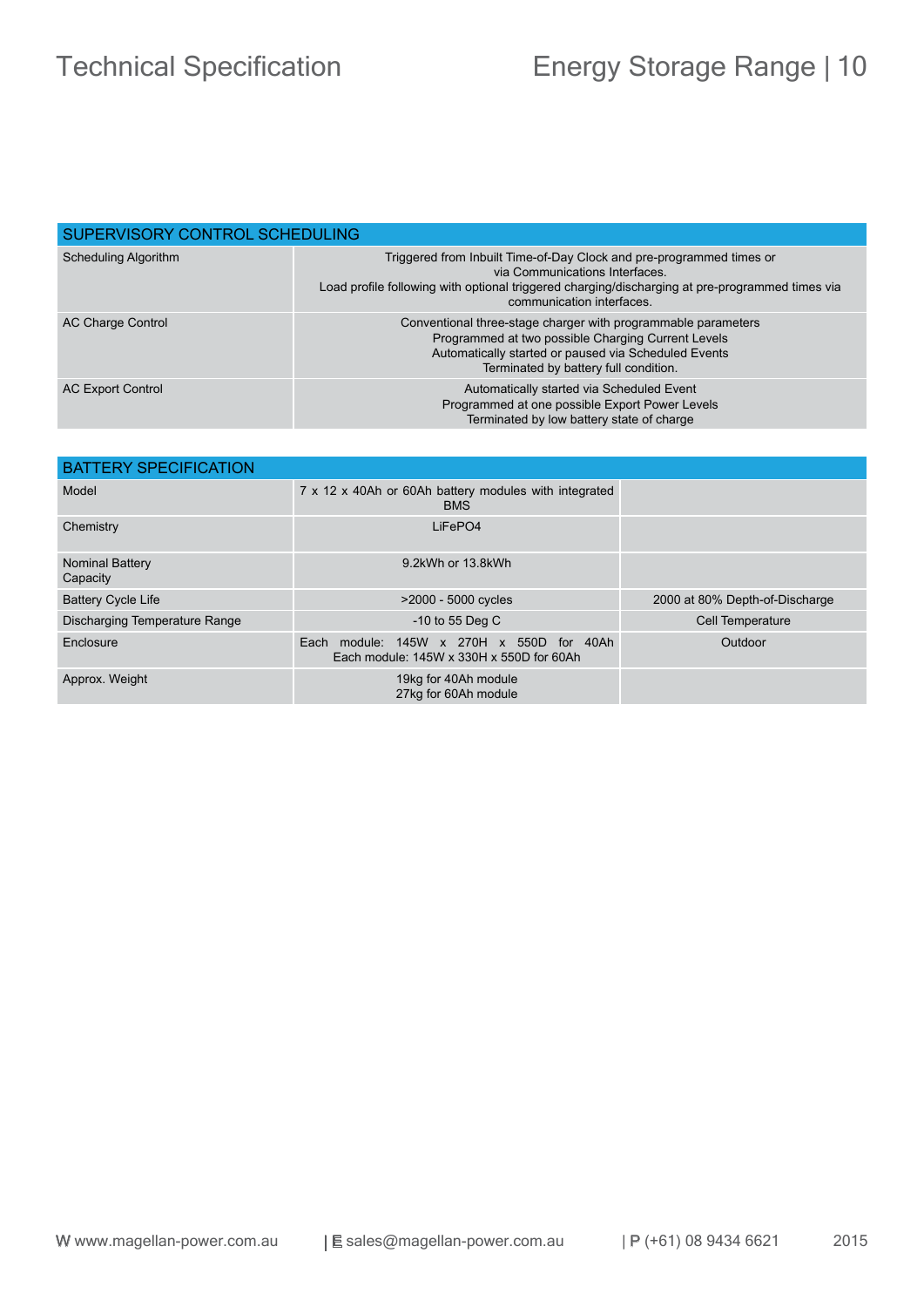| SUPERVISORY CONTROL SCHEDULING | |
|---|---|
| Scheduling Algorithm | Triggered from Inbuilt Time-of-Day Clock and pre-programmed times or via Communications Interfaces. Load profile following with optional triggered charging/discharging at pre-programmed times via communication interfaces. |
| AC Charge Control | Conventional three-stage charger with programmable parameters Programmed at two possible Charging Current Levels Automatically started or paused via Scheduled Events Terminated by battery full condition. |
| AC Export Control | Automatically started via Scheduled Event Programmed at one possible Export Power Levels Terminated by low battery state of charge |

| BATTERY SPECIFICATION | | |
|---|---|---|
| Model | 7 x 12 x 40Ah or 60Ah battery modules with integrated BMS | |
| Chemistry | LiFePO4 | |
| Nominal Battery Capacity | 9.2kWh or 13.8kWh | |
| Battery Cycle Life | >2000 - 5000 cycles | 2000 at 80% Depth-of-Discharge |
| Discharging Temperature Range | -10 to 55 Deg C | Cell Temperature |
| Enclosure | Each module: 145W x 270H x 550D for 40Ah<br>Each module: 145W x 330H x 550D for 60Ah | Outdoor |
| Approx. Weight | 19kg for 40Ah module<br>27kg for 60Ah module | |

W www.magellan-power.com.au | E sales@magellan-power.com.au | P (+61) 08 9434 6621 2015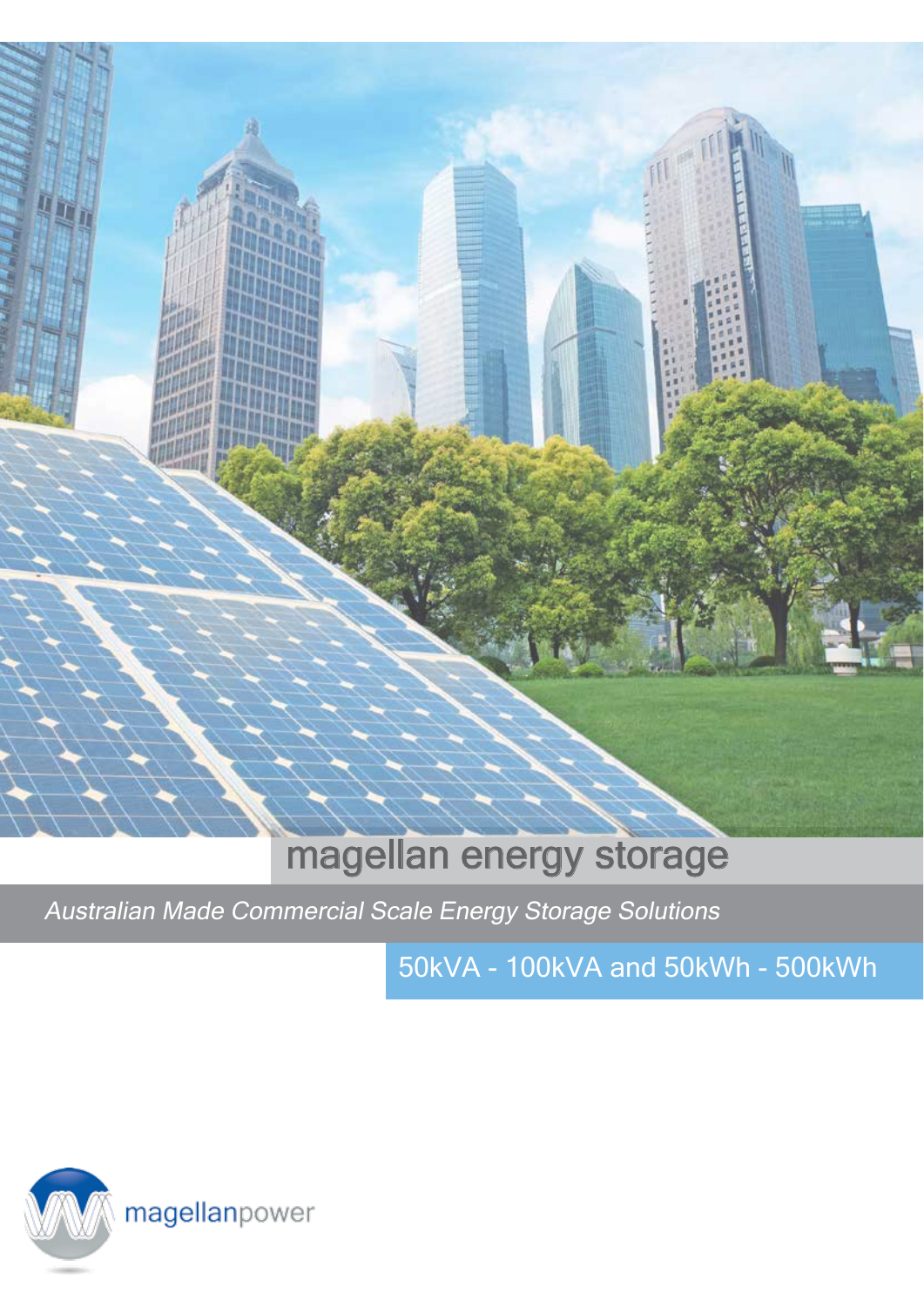# magellan energy storage

*Australian Made Commercial Scale Energy Storage Solutions*

50kVA - 100kVA and 50kWh - 500kWh

magellanpower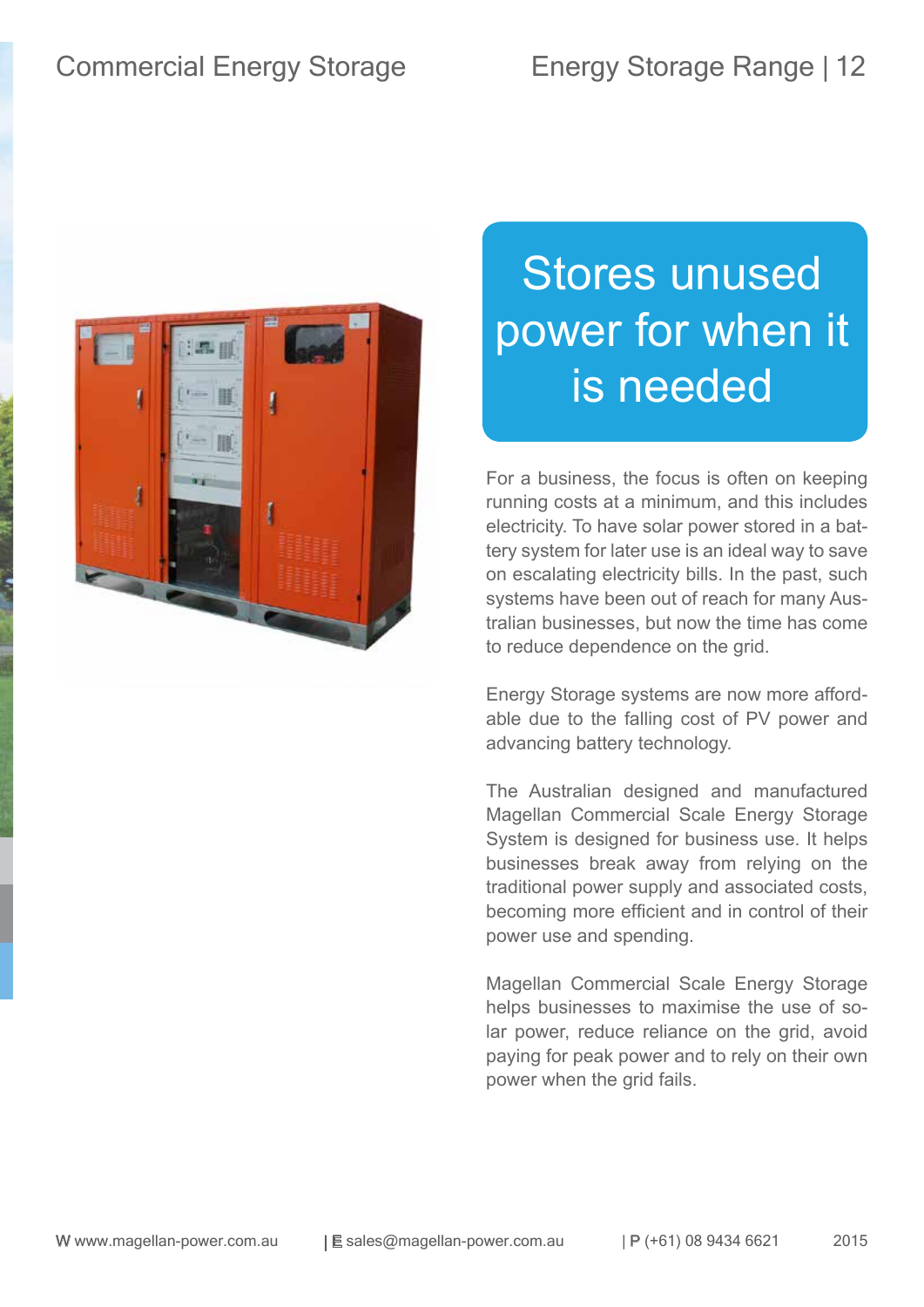# Stores unused power for when it is needed

For a business, the focus is often on keeping running costs at a minimum, and this includes electricity. To have solar power stored in a battery system for later use is an ideal way to save on escalating electricity bills. In the past, such systems have been out of reach for many Australian businesses, but now the time has come to reduce dependence on the grid.

Energy Storage systems are now more affordable due to the falling cost of PV power and advancing battery technology.

The Australian designed and manufactured Magellan Commercial Scale Energy Storage System is designed for business use. It helps businesses break away from relying on the traditional power supply and associated costs, becoming more efficient and in control of their power use and spending.

Magellan Commercial Scale Energy Storage helps businesses to maximise the use of solar power, reduce reliance on the grid, avoid paying for peak power and to rely on their own power when the grid fails.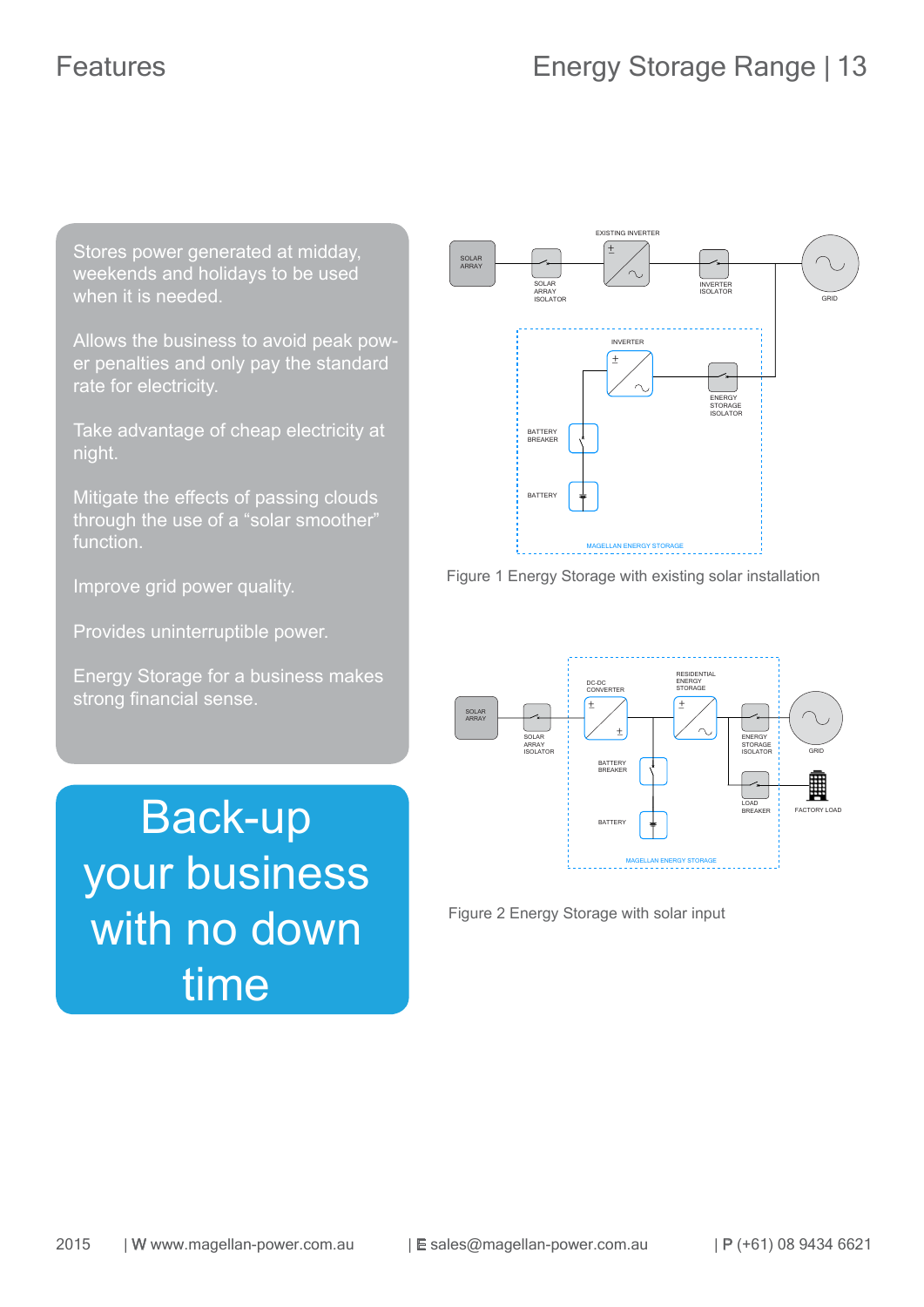# Features

- Stores power generated at midday, weekends and holidays to be used when it is needed.
- Allows the business to avoid peak power penalties and only pay the standard rate for electricity.
- Take advantage of cheap electricity at night.
- Mitigate the effects of passing clouds through the use of a “solar smoother” function.
- Improve grid power quality.
- Provides uninterruptible power.
- Energy Storage for a business makes strong financial sense.

**Back-up your business with no down time**

Figure 1 Energy Storage with existing solar installation

Figure 2 Energy Storage with solar input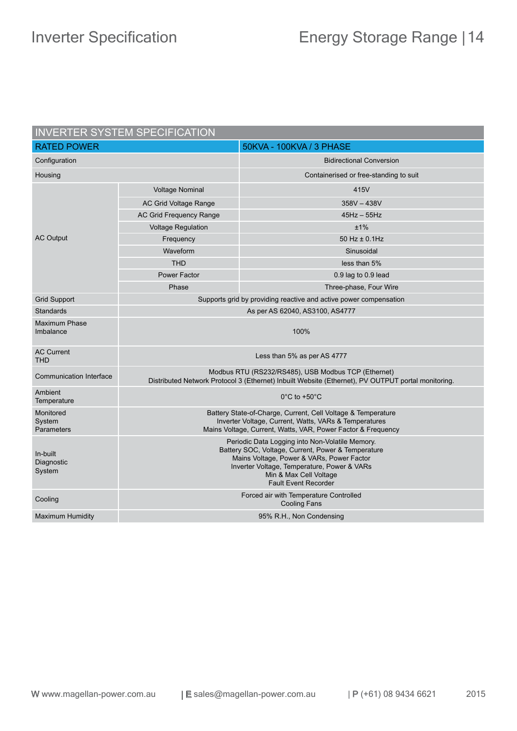# Inverter Specification

| INVERTER SYSTEM SPECIFICATION | | |
|---|---|---|
| RATED POWER | | 50KVA - 100KVA / 3 PHASE |
| Configuration | | Bidirectional Conversion |
| Housing | | Containerised or free-standing to suit |
| AC Output | Voltage Nominal | 415V |
| | AC Grid Voltage Range | 358V – 438V |
| | AC Grid Frequency Range | 45Hz – 55Hz |
| | Voltage Regulation | ±1% |
| | Frequency | 50 Hz ± 0.1Hz |
| | Waveform | Sinusoidal |
| | THD | less than 5% |
| | Power Factor | 0.9 lag to 0.9 lead |
| | Phase | Three-phase, Four Wire |
| Grid Support | Supports grid by providing reactive and active power compensation | |
| Standards | As per AS 62040, AS3100, AS4777 | |
| Maximum Phase Imbalance | 100% | |
| AC Current THD | Less than 5% as per AS 4777 | |
| Communication Interface | Modbus RTU (RS232/RS485), USB Modbus TCP (Ethernet)<br>Distributed Network Protocol 3 (Ethernet) Inbuilt Website (Ethernet), PV OUTPUT portal monitoring. | |
| Ambient Temperature | 0°C to +50°C | |
| Monitored System Parameters | Battery State-of-Charge, Current, Cell Voltage & Temperature<br>Inverter Voltage, Current, Watts, VARs & Temperatures<br>Mains Voltage, Current, Watts, VAR, Power Factor & Frequency | |
| In-built Diagnostic System | Periodic Data Logging into Non-Volatile Memory.<br>Battery SOC, Voltage, Current, Power & Temperature<br>Mains Voltage, Power & VARs, Power Factor<br>Inverter Voltage, Temperature, Power & VARs<br>Min & Max Cell Voltage<br>Fault Event Recorder | |
| Cooling | Forced air with Temperature Controlled Cooling Fans | |
| Maximum Humidity | 95% R.H., Non Condensing | |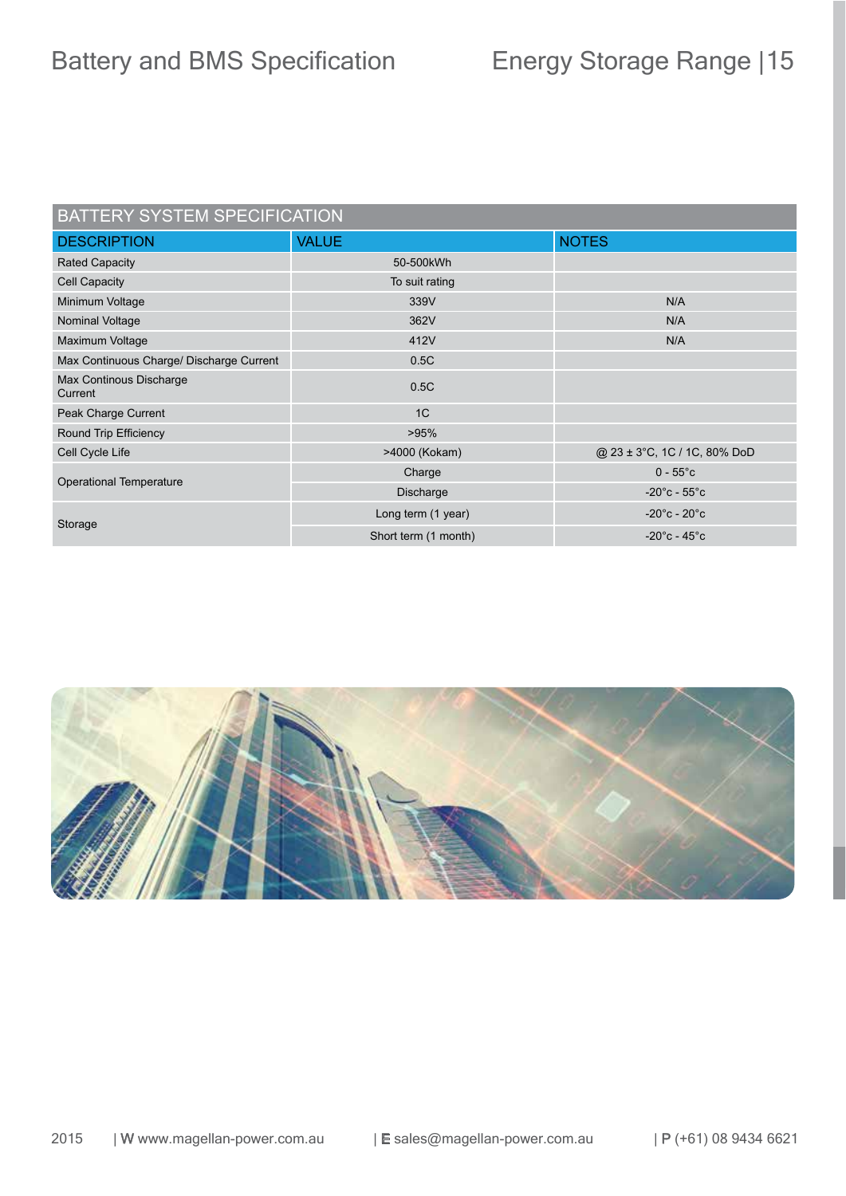# Battery and BMS Specification

## BATTERY SYSTEM SPECIFICATION

| DESCRIPTION | VALUE | NOTES |
|---|---|---|
| Rated Capacity | 50-500kWh | |
| Cell Capacity | To suit rating | |
| Minimum Voltage | 339V | N/A |
| Nominal Voltage | 362V | N/A |
| Maximum Voltage | 412V | N/A |
| Max Continuous Charge/ Discharge Current | 0.5C | |
| Max Continous Discharge Current | 0.5C | |
| Peak Charge Current | 1C | |
| Round Trip Efficiency | >95% | |
| Cell Cycle Life | >4000 (Kokam) | @ 23 ± 3°C, 1C / 1C, 80% DoD |
| Operational Temperature | Charge | 0 - 55°c |
| | Discharge | -20°c - 55°c |
| Storage | Long term (1 year) | -20°c - 20°c |
| | Short term (1 month) | -20°c - 45°c |

2015 | W www.magellan-power.com.au | E sales@magellan-power.com.au | P (+61) 08 9434 6621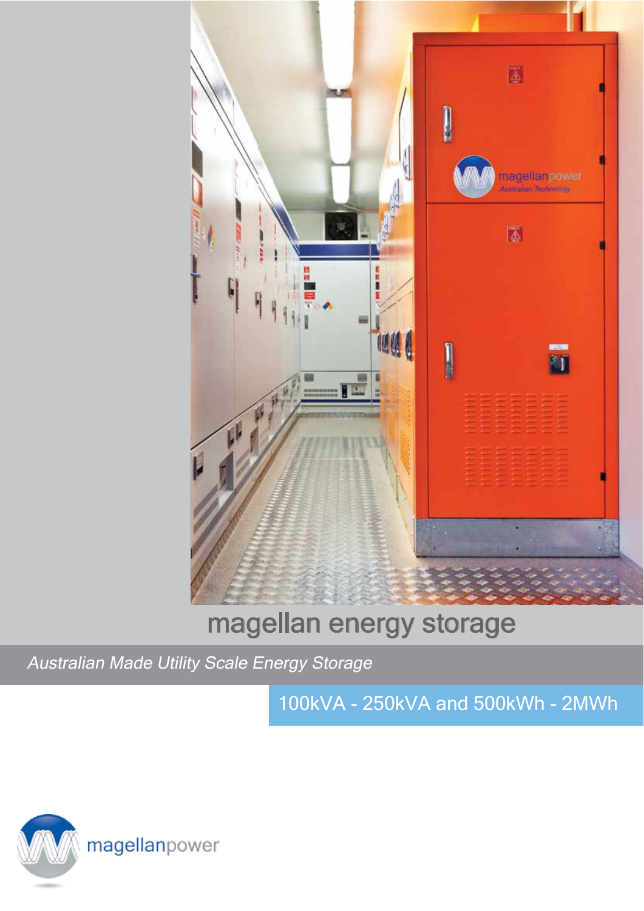# magellan energy storage

*Australian Made Utility Scale Energy Storage*

100kVA - 250kVA and 500kWh - 2MWh

magellanpower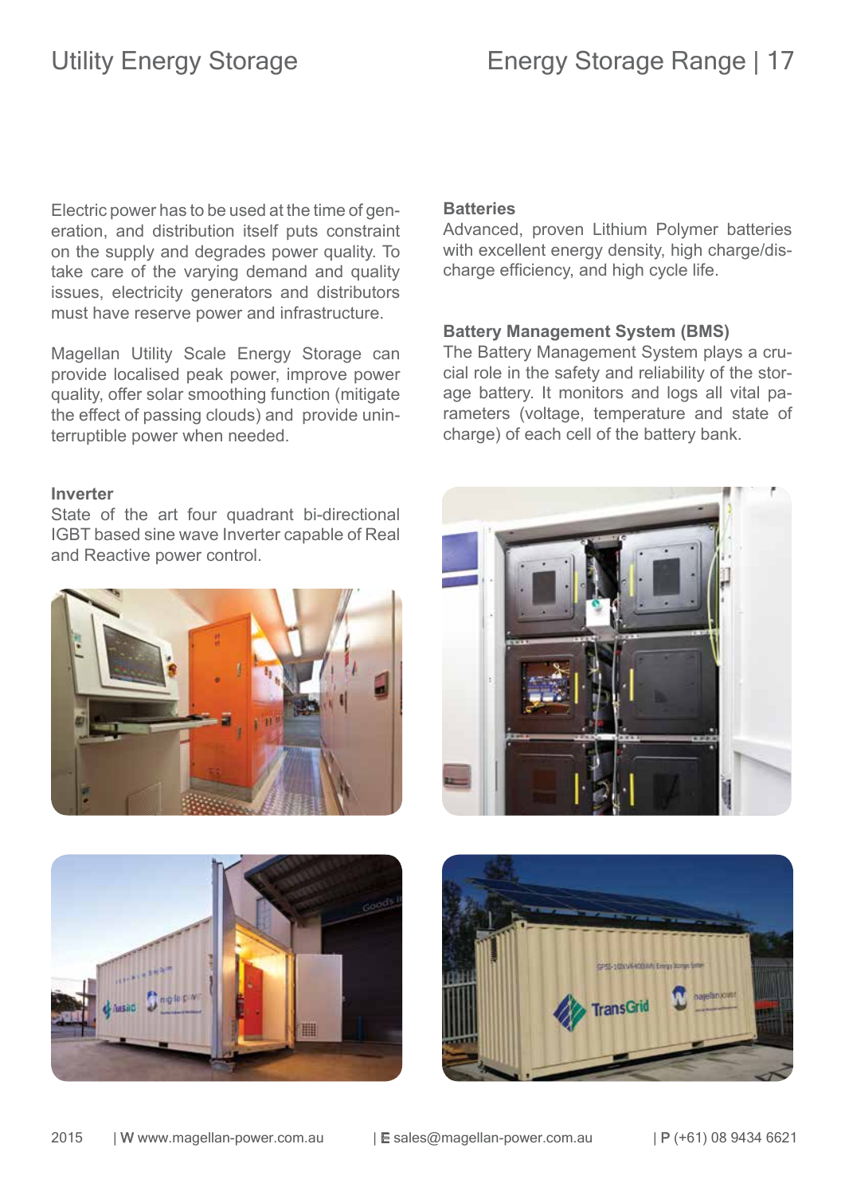## Utility Energy Storage

Electric power has to be used at the time of generation, and distribution itself puts constraint on the supply and degrades power quality. To take care of the varying demand and quality issues, electricity generators and distributors must have reserve power and infrastructure.

Magellan Utility Scale Energy Storage can provide localised peak power, improve power quality, offer solar smoothing function (mitigate the effect of passing clouds) and provide uninterruptible power when needed.

**Inverter**

State of the art four quadrant bi-directional IGBT based sine wave Inverter capable of Real and Reactive power control.

**Batteries**

Advanced, proven Lithium Polymer batteries with excellent energy density, high charge/discharge efficiency, and high cycle life.

**Battery Management System (BMS)**

The Battery Management System plays a crucial role in the safety and reliability of the storage battery. It monitors and logs all vital parameters (voltage, temperature and state of charge) of each cell of the battery bank.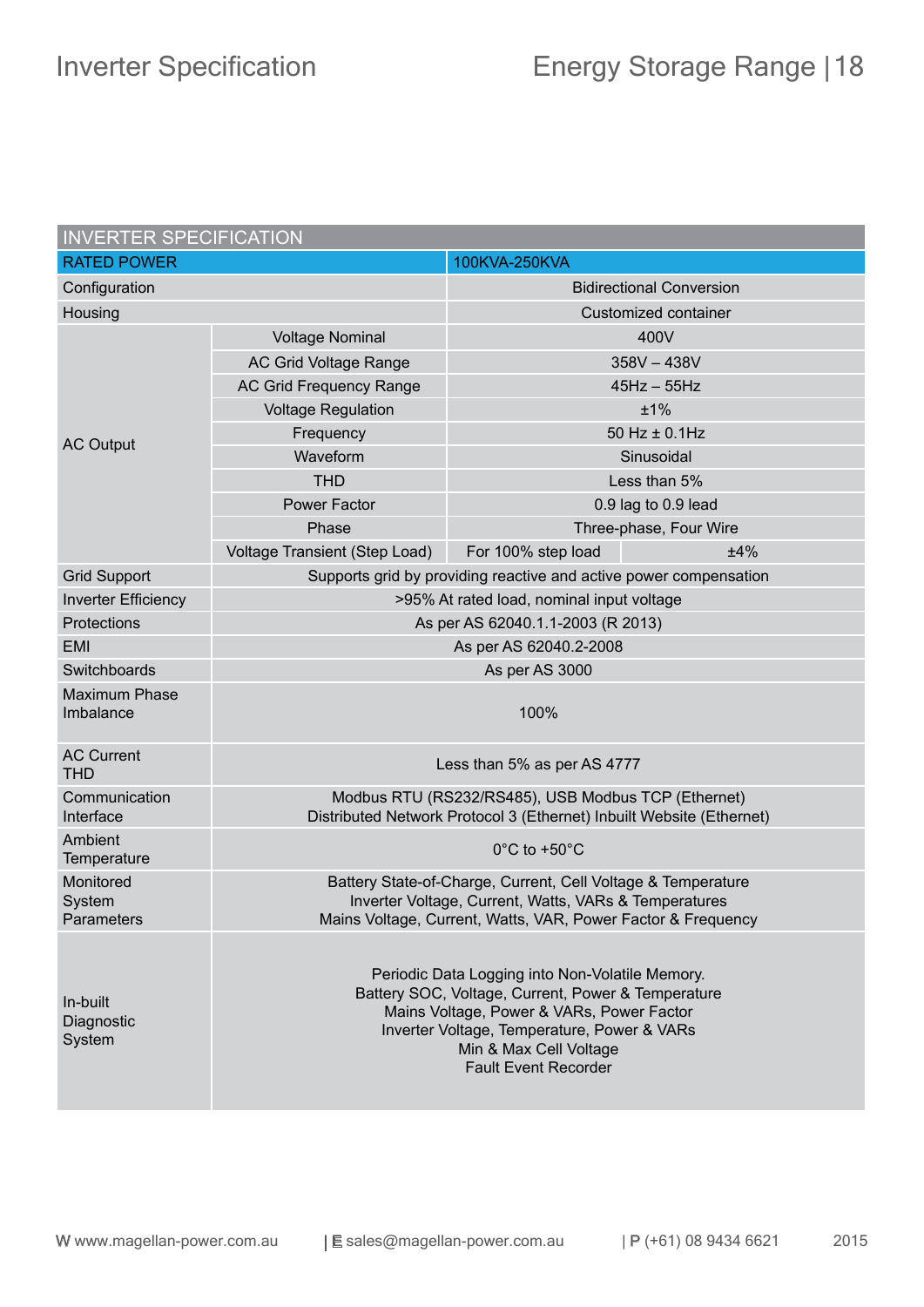# Inverter Specification

| INVERTER SPECIFICATION | | | |
|---|---|---|---|
| RATED POWER | | 100KVA-250KVA | |
| Configuration | | Bidirectional Conversion | |
| Housing | | Customized container | |
| AC Output | Voltage Nominal | 400V | |
| | AC Grid Voltage Range | 358V – 438V | |
| | AC Grid Frequency Range | 45Hz – 55Hz | |
| | Voltage Regulation | ±1% | |
| | Frequency | 50 Hz ± 0.1Hz | |
| | Waveform | Sinusoidal | |
| | THD | Less than 5% | |
| | Power Factor | 0.9 lag to 0.9 lead | |
| | Phase | Three-phase, Four Wire | |
| | Voltage Transient (Step Load) | For 100% step load | ±4% |
| Grid Support | Supports grid by providing reactive and active power compensation | | |
| Inverter Efficiency | >95% At rated load, nominal input voltage | | |
| Protections | As per AS 62040.1.1-2003 (R 2013) | | |
| EMI | As per AS 62040.2-2008 | | |
| Switchboards | As per AS 3000 | | |
| Maximum Phase Imbalance | 100% | | |
| AC Current THD | Less than 5% as per AS 4777 | | |
| Communication Interface | Modbus RTU (RS232/RS485), USB Modbus TCP (Ethernet)<br>Distributed Network Protocol 3 (Ethernet) Inbuilt Website (Ethernet) | | |
| Ambient Temperature | 0°C to +50°C | | |
| Monitored System Parameters | Battery State-of-Charge, Current, Cell Voltage & Temperature<br>Inverter Voltage, Current, Watts, VARs & Temperatures<br>Mains Voltage, Current, Watts, VAR, Power Factor & Frequency | | |
| In-built Diagnostic System | Periodic Data Logging into Non-Volatile Memory.<br>Battery SOC, Voltage, Current, Power & Temperature<br>Mains Voltage, Power & VARs, Power Factor<br>Inverter Voltage, Temperature, Power & VARs<br>Min & Max Cell Voltage<br>Fault Event Recorder | | |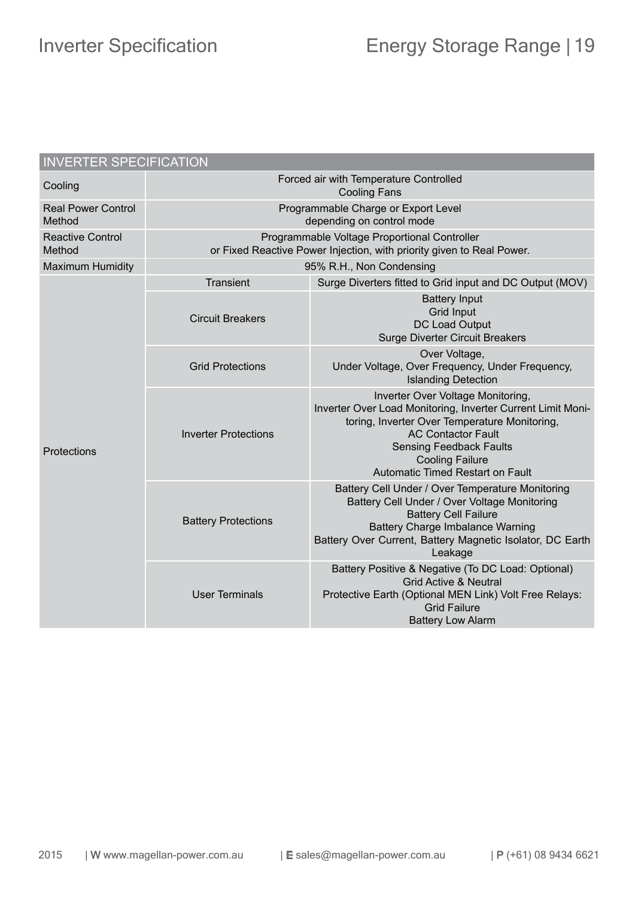| INVERTER SPECIFICATION | | |
|---|---|---|
| Cooling | Forced air with Temperature Controlled Cooling Fans | |
| Real Power Control Method | Programmable Charge or Export Level depending on control mode | |
| Reactive Control Method | Programmable Voltage Proportional Controller or Fixed Reactive Power Injection, with priority given to Real Power. | |
| Maximum Humidity | 95% R.H., Non Condensing | |
| Protections | Transient | Surge Diverters fitted to Grid input and DC Output (MOV) |
| | Circuit Breakers | Battery Input<br>Grid Input<br>DC Load Output<br>Surge Diverter Circuit Breakers |
| | Grid Protections | Over Voltage,<br>Under Voltage, Over Frequency, Under Frequency,<br>Islanding Detection |
| | Inverter Protections | Inverter Over Voltage Monitoring,<br>Inverter Over Load Monitoring, Inverter Current Limit Monitoring, Inverter Over Temperature Monitoring,<br>AC Contactor Fault<br>Sensing Feedback Faults<br>Cooling Failure<br>Automatic Timed Restart on Fault |
| | Battery Protections | Battery Cell Under / Over Temperature Monitoring<br>Battery Cell Under / Over Voltage Monitoring<br>Battery Cell Failure<br>Battery Charge Imbalance Warning<br>Battery Over Current, Battery Magnetic Isolator, DC Earth Leakage |
| | User Terminals | Battery Positive & Negative (To DC Load: Optional)<br>Grid Active & Neutral<br>Protective Earth (Optional MEN Link) Volt Free Relays:<br>Grid Failure<br>Battery Low Alarm |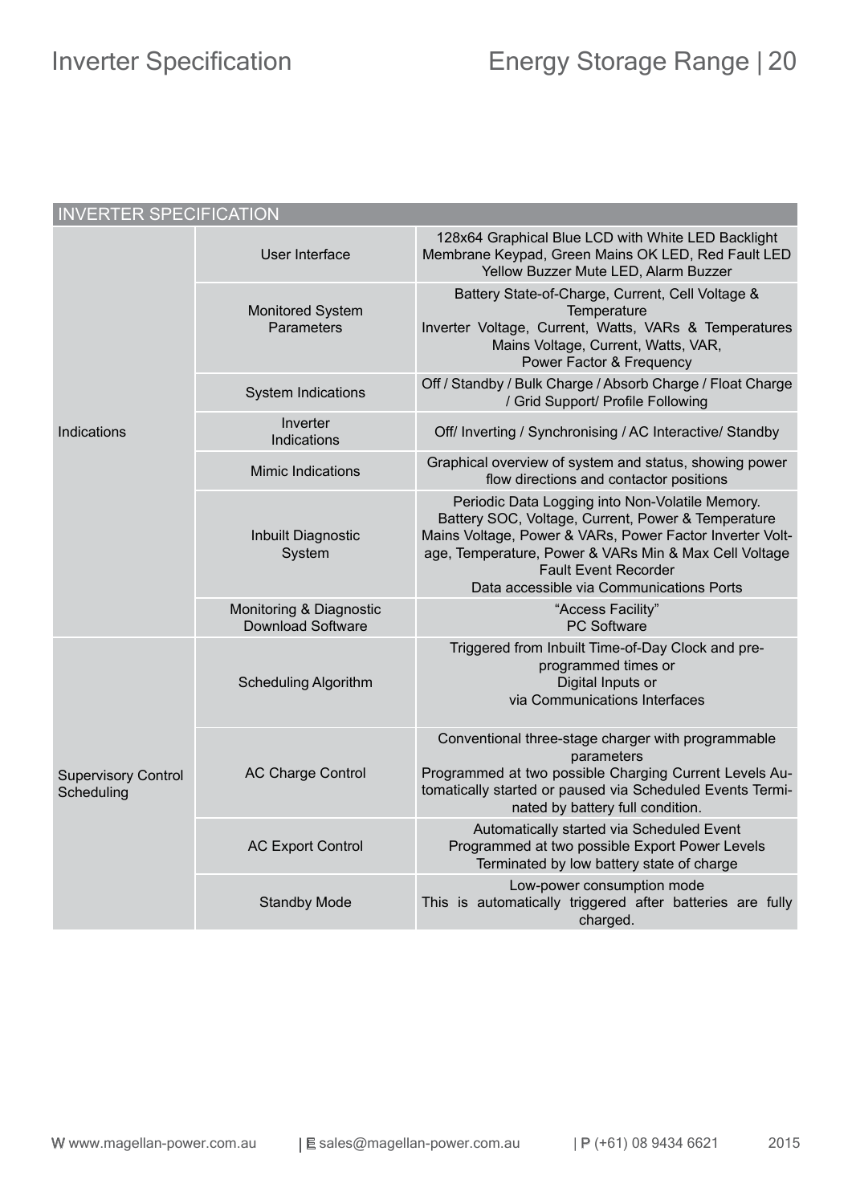| INVERTER SPECIFICATION | | |
|---|---|---|
| Indications | User Interface | 128x64 Graphical Blue LCD with White LED Backlight Membrane Keypad, Green Mains OK LED, Red Fault LED Yellow Buzzer Mute LED, Alarm Buzzer |
| | Monitored System Parameters | Battery State-of-Charge, Current, Cell Voltage & Temperature<br>Inverter Voltage, Current, Watts, VARs & Temperatures<br>Mains Voltage, Current, Watts, VAR,<br>Power Factor & Frequency |
| | System Indications | Off / Standby / Bulk Charge / Absorb Charge / Float Charge / Grid Support/ Profile Following |
| | Inverter Indications | Off/ Inverting / Synchronising / AC Interactive/ Standby |
| | Mimic Indications | Graphical overview of system and status, showing power flow directions and contactor positions |
| | Inbuilt Diagnostic System | Periodic Data Logging into Non-Volatile Memory.<br>Battery SOC, Voltage, Current, Power & Temperature<br>Mains Voltage, Power & VARs, Power Factor Inverter Voltage, Temperature, Power & VARs Min & Max Cell Voltage<br>Fault Event Recorder<br>Data accessible via Communications Ports |
| | Monitoring & Diagnostic Download Software | "Access Facility"<br>PC Software |
| Supervisory Control Scheduling | Scheduling Algorithm | Triggered from Inbuilt Time-of-Day Clock and pre-programmed times or<br>Digital Inputs or<br>via Communications Interfaces |
| | AC Charge Control | Conventional three-stage charger with programmable parameters<br>Programmed at two possible Charging Current Levels Automatically started or paused via Scheduled Events Terminated by battery full condition. |
| | AC Export Control | Automatically started via Scheduled Event<br>Programmed at two possible Export Power Levels<br>Terminated by low battery state of charge |
| | Standby Mode | Low-power consumption mode<br>This is automatically triggered after batteries are fully charged. |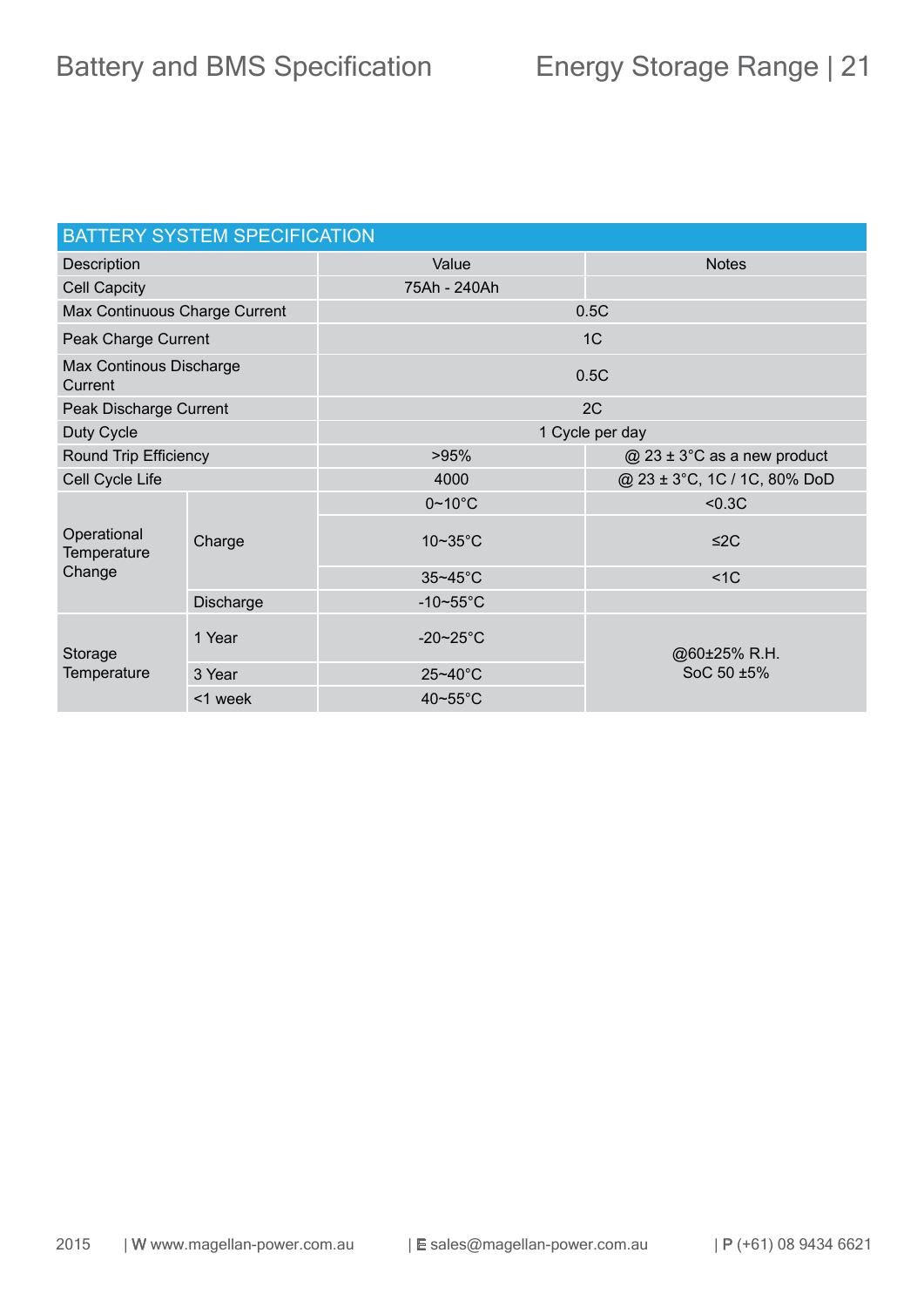| BATTERY SYSTEM SPECIFICATION | | | |
|---|---|---|---|
| Description | | Value | Notes |
| Cell Capcity | | 75Ah - 240Ah | |
| Max Continuous Charge Current | | 0.5C | |
| Peak Charge Current | | 1C | |
| Max Continous Discharge Current | | 0.5C | |
| Peak Discharge Current | | 2C | |
| Duty Cycle | | 1 Cycle per day | |
| Round Trip Efficiency | | >95% | @ 23 ± 3°C as a new product |
| Cell Cycle Life | | 4000 | @ 23 ± 3°C, 1C / 1C, 80% DoD |
| Operational Temperature Change | Charge | 0~10°C | <0.3C |
| | | 10~35°C | ≤2C |
| | | 35~45°C | <1C |
| | Discharge | -10~55°C | |
| Storage Temperature | 1 Year | -20~25°C | @60±25% R.H. SoC 50 ±5% |
| | 3 Year | 25~40°C | |
| | <1 week | 40~55°C | |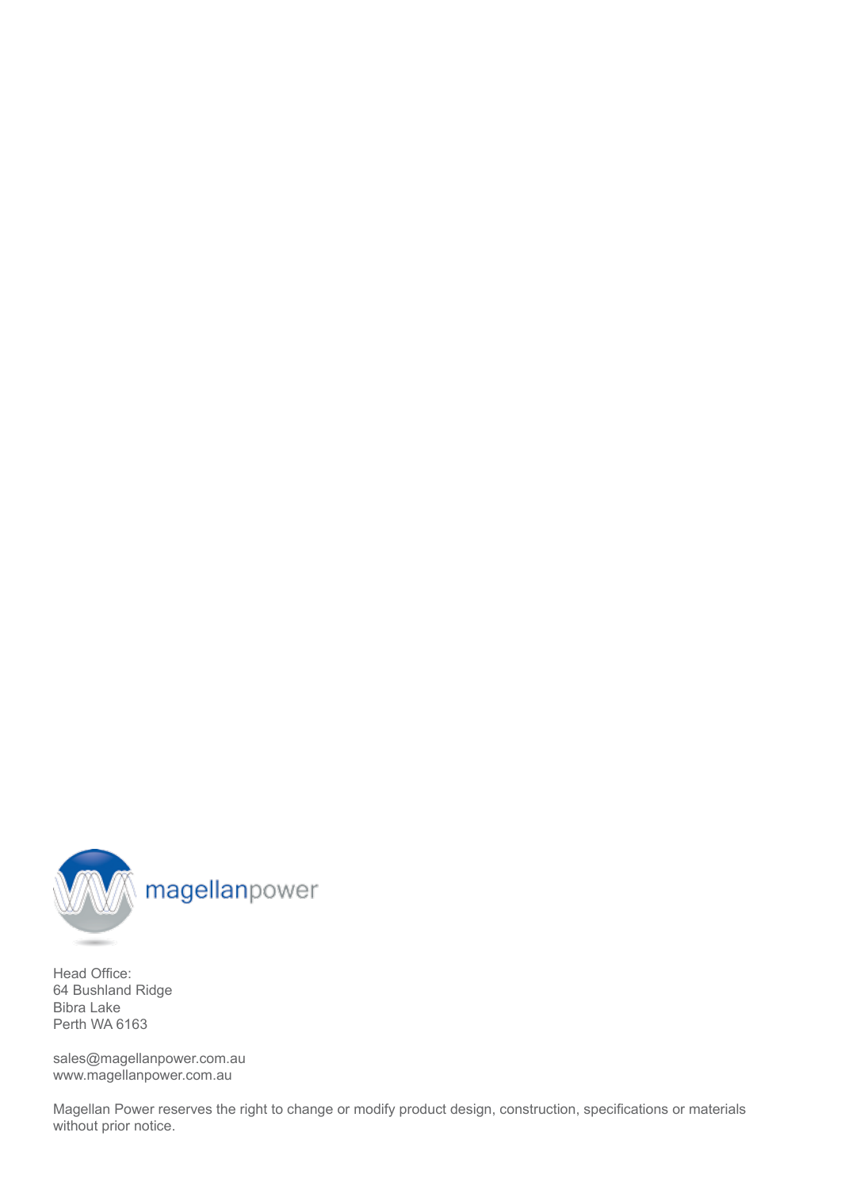magellanpower

Head Office:
64 Bushland Ridge
Bibra Lake
Perth WA 6163

sales@magellanpower.com.au
www.magellanpower.com.au

Magellan Power reserves the right to change or modify product design, construction, specifications or materials without prior notice.